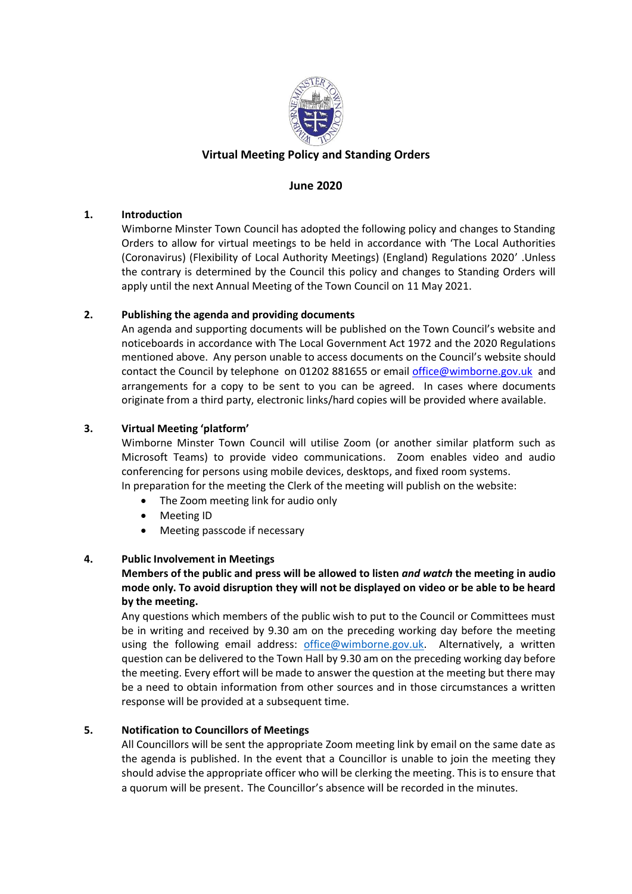# Virtual Meeting Policy and Standing Orders

**June 2020**

## 1. Introduction

Wimborne Minster Town Council has adopted the following policy and changes to Standing Orders to allow for virtual meetings to be held in accordance with 'The Local Authorities (Coronavirus) (Flexibility of Local Authority Meetings) (England) Regulations 2020' .Unless the contrary is determined by the Council this policy and changes to Standing Orders will apply until the next Annual Meeting of the Town Council on 11 May 2021.

## 2. Publishing the agenda and providing documents

An agenda and supporting documents will be published on the Town Council's website and noticeboards in accordance with The Local Government Act 1972 and the 2020 Regulations mentioned above. Any person unable to access documents on the Council's website should contact the Council by telephone on 01202 881655 or email office@wimborne.gov.uk and arrangements for a copy to be sent to you can be agreed. In cases where documents originate from a third party, electronic links/hard copies will be provided where available.

## 3. Virtual Meeting 'platform'

Wimborne Minster Town Council will utilise Zoom (or another similar platform such as Microsoft Teams) to provide video communications. Zoom enables video and audio conferencing for persons using mobile devices, desktops, and fixed room systems.
In preparation for the meeting the Clerk of the meeting will publish on the website:

- The Zoom meeting link for audio only
- Meeting ID
- Meeting passcode if necessary

## 4. Public Involvement in Meetings

**Members of the public and press will be allowed to listen *and watch* the meeting in audio mode only. To avoid disruption they will not be displayed on video or be able to be heard by the meeting.**

Any questions which members of the public wish to put to the Council or Committees must be in writing and received by 9.30 am on the preceding working day before the meeting using the following email address: office@wimborne.gov.uk. Alternatively, a written question can be delivered to the Town Hall by 9.30 am on the preceding working day before the meeting. Every effort will be made to answer the question at the meeting but there may be a need to obtain information from other sources and in those circumstances a written response will be provided at a subsequent time.

## 5. Notification to Councillors of Meetings

All Councillors will be sent the appropriate Zoom meeting link by email on the same date as the agenda is published. In the event that a Councillor is unable to join the meeting they should advise the appropriate officer who will be clerking the meeting. This is to ensure that a quorum will be present. The Councillor's absence will be recorded in the minutes.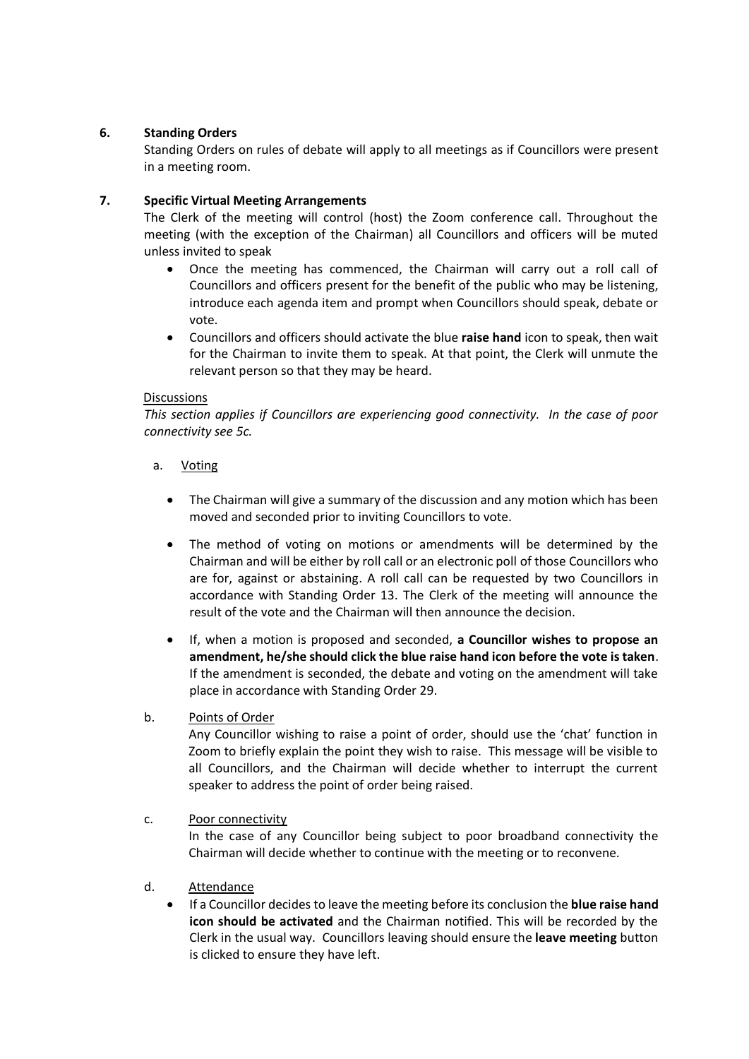## 6. Standing Orders

Standing Orders on rules of debate will apply to all meetings as if Councillors were present in a meeting room.

## 7. Specific Virtual Meeting Arrangements

The Clerk of the meeting will control (host) the Zoom conference call. Throughout the meeting (with the exception of the Chairman) all Councillors and officers will be muted unless invited to speak

- Once the meeting has commenced, the Chairman will carry out a roll call of Councillors and officers present for the benefit of the public who may be listening, introduce each agenda item and prompt when Councillors should speak, debate or vote.
- Councillors and officers should activate the blue **raise hand** icon to speak, then wait for the Chairman to invite them to speak. At that point, the Clerk will unmute the relevant person so that they may be heard.

<u>Discussions</u>

*This section applies if Councillors are experiencing good connectivity. In the case of poor connectivity see 5c.*

a. <u>Voting</u>

- The Chairman will give a summary of the discussion and any motion which has been moved and seconded prior to inviting Councillors to vote.
- The method of voting on motions or amendments will be determined by the Chairman and will be either by roll call or an electronic poll of those Councillors who are for, against or abstaining. A roll call can be requested by two Councillors in accordance with Standing Order 13. The Clerk of the meeting will announce the result of the vote and the Chairman will then announce the decision.
- If, when a motion is proposed and seconded, **a Councillor wishes to propose an amendment, he/she should click the blue raise hand icon before the vote is taken**. If the amendment is seconded, the debate and voting on the amendment will take place in accordance with Standing Order 29.

b. <u>Points of Order</u>

Any Councillor wishing to raise a point of order, should use the 'chat' function in Zoom to briefly explain the point they wish to raise. This message will be visible to all Councillors, and the Chairman will decide whether to interrupt the current speaker to address the point of order being raised.

c. <u>Poor connectivity</u>

In the case of any Councillor being subject to poor broadband connectivity the Chairman will decide whether to continue with the meeting or to reconvene.

d. <u>Attendance</u>

- If a Councillor decides to leave the meeting before its conclusion the **blue raise hand icon should be activated** and the Chairman notified. This will be recorded by the Clerk in the usual way. Councillors leaving should ensure the **leave meeting** button is clicked to ensure they have left.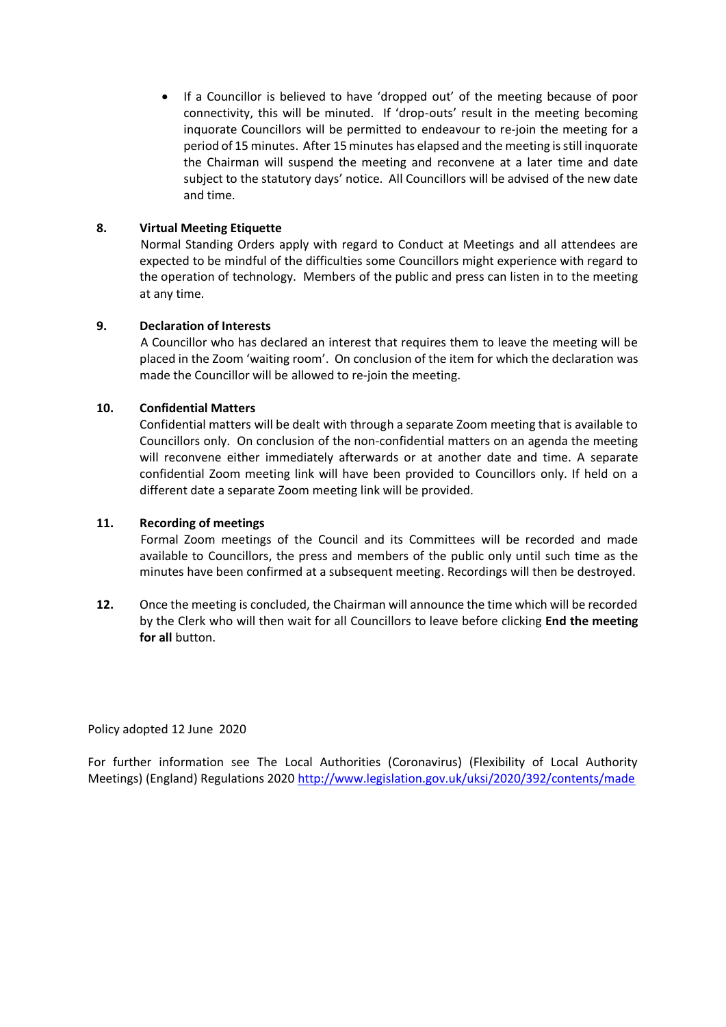- If a Councillor is believed to have 'dropped out' of the meeting because of poor connectivity, this will be minuted. If 'drop-outs' result in the meeting becoming inquorate Councillors will be permitted to endeavour to re-join the meeting for a period of 15 minutes. After 15 minutes has elapsed and the meeting is still inquorate the Chairman will suspend the meeting and reconvene at a later time and date subject to the statutory days' notice. All Councillors will be advised of the new date and time.

**8. Virtual Meeting Etiquette**

Normal Standing Orders apply with regard to Conduct at Meetings and all attendees are expected to be mindful of the difficulties some Councillors might experience with regard to the operation of technology. Members of the public and press can listen in to the meeting at any time.

**9. Declaration of Interests**

A Councillor who has declared an interest that requires them to leave the meeting will be placed in the Zoom 'waiting room'. On conclusion of the item for which the declaration was made the Councillor will be allowed to re-join the meeting.

**10. Confidential Matters**

Confidential matters will be dealt with through a separate Zoom meeting that is available to Councillors only. On conclusion of the non-confidential matters on an agenda the meeting will reconvene either immediately afterwards or at another date and time. A separate confidential Zoom meeting link will have been provided to Councillors only. If held on a different date a separate Zoom meeting link will be provided.

**11. Recording of meetings**

Formal Zoom meetings of the Council and its Committees will be recorded and made available to Councillors, the press and members of the public only until such time as the minutes have been confirmed at a subsequent meeting. Recordings will then be destroyed.

**12.** Once the meeting is concluded, the Chairman will announce the time which will be recorded by the Clerk who will then wait for all Councillors to leave before clicking **End the meeting for all** button.

Policy adopted 12 June 2020

For further information see The Local Authorities (Coronavirus) (Flexibility of Local Authority Meetings) (England) Regulations 2020 http://www.legislation.gov.uk/uksi/2020/392/contents/made